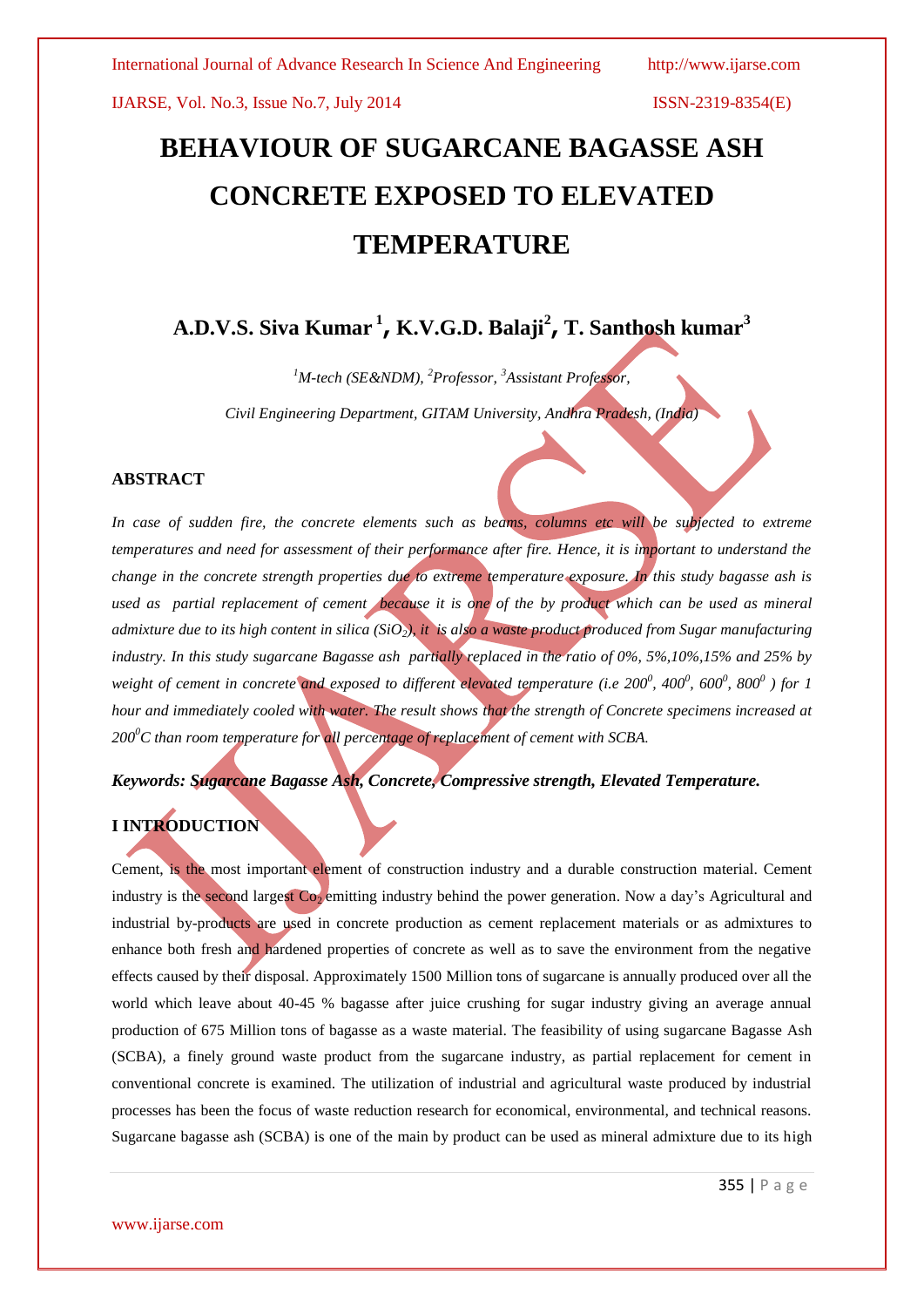# BEHAVIOUR OF SUGARCANE BAGASSE ASH CONCRETE EXPOSED TO ELEVATED TEMPERATURE

**A.D.V.S. Siva Kumar [1], K.V.G.D. Balaji[2], T. Santhosh kumar[3]**

*[1]M-tech (SE&NDM), [2]Professor, [3]Assistant Professor,*

*Civil Engineering Department, GITAM University, Andhra Pradesh, (India)*

## ABSTRACT

*In case of sudden fire, the concrete elements such as beams, columns etc will be subjected to extreme temperatures and need for assessment of their performance after fire. Hence, it is important to understand the change in the concrete strength properties due to extreme temperature exposure. In this study bagasse ash is used as partial replacement of cement because it is one of the by product which can be used as mineral admixture due to its high content in silica ($SiO_2$), it is also a waste product produced from Sugar manufacturing industry. In this study sugarcane Bagasse ash partially replaced in the ratio of 0%, 5%,10%,15% and 25% by weight of cement in concrete and exposed to different elevated temperature (i.e $200^0$, $400^0$, $600^0$, $800^0$ ) for 1 hour and immediately cooled with water. The result shows that the strength of Concrete specimens increased at $200^0C$ than room temperature for all percentage of replacement of cement with SCBA.*

***Keywords: Sugarcane Bagasse Ash, Concrete, Compressive strength, Elevated Temperature.***

## I INTRODUCTION

Cement, is the most important element of construction industry and a durable construction material. Cement industry is the second largest $Co_2$ emitting industry behind the power generation. Now a day's Agricultural and industrial by-products are used in concrete production as cement replacement materials or as admixtures to enhance both fresh and hardened properties of concrete as well as to save the environment from the negative effects caused by their disposal. Approximately 1500 Million tons of sugarcane is annually produced over all the world which leave about 40-45 % bagasse after juice crushing for sugar industry giving an average annual production of 675 Million tons of bagasse as a waste material. The feasibility of using sugarcane Bagasse Ash (SCBA), a finely ground waste product from the sugarcane industry, as partial replacement for cement in conventional concrete is examined. The utilization of industrial and agricultural waste produced by industrial processes has been the focus of waste reduction research for economical, environmental, and technical reasons. Sugarcane bagasse ash (SCBA) is one of the main by product can be used as mineral admixture due to its high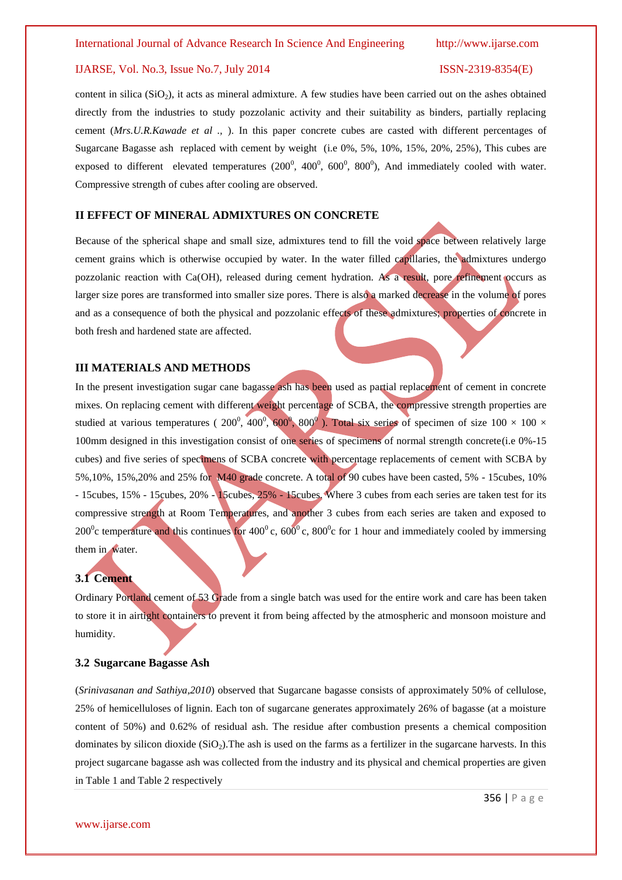content in silica ($SiO_2$), it acts as mineral admixture. A few studies have been carried out on the ashes obtained directly from the industries to study pozzolanic activity and their suitability as binders, partially replacing cement (*Mrs.U.R.Kawade et al .,* ). In this paper concrete cubes are casted with different percentages of Sugarcane Bagasse ash replaced with cement by weight (i.e 0%, 5%, 10%, 15%, 20%, 25%), This cubes are exposed to different elevated temperatures ($200^0$, $400^0$, $600^0$, $800^0$), And immediately cooled with water. Compressive strength of cubes after cooling are observed.

## II EFFECT OF MINERAL ADMIXTURES ON CONCRETE

Because of the spherical shape and small size, admixtures tend to fill the void space between relatively large cement grains which is otherwise occupied by water. In the water filled capillaries, the admixtures undergo pozzolanic reaction with Ca(OH), released during cement hydration. As a result, pore refinement occurs as larger size pores are transformed into smaller size pores. There is also a marked decrease in the volume of pores and as a consequence of both the physical and pozzolanic effects of these admixtures; properties of concrete in both fresh and hardened state are affected.

## III MATERIALS AND METHODS

In the present investigation sugar cane bagasse ash has been used as partial replacement of cement in concrete mixes. On replacing cement with different weight percentage of SCBA, the compressive strength properties are studied at various temperatures ( $200^0$, $400^0$, $600^0$, $800^0$ ). Total six series of specimen of size 100 × 100 × 100mm designed in this investigation consist of one series of specimens of normal strength concrete(i.e 0%-15 cubes) and five series of specimens of SCBA concrete with percentage replacements of cement with SCBA by 5%,10%, 15%,20% and 25% for M40 grade concrete. A total of 90 cubes have been casted, 5% - 15cubes, 10% - 15cubes, 15% - 15cubes, 20% - 15cubes, 25% - 15cubes. Where 3 cubes from each series are taken test for its compressive strength at Room Temperatures, and another 3 cubes from each series are taken and exposed to $200^0$c temperature and this continues for $400^0$ c, $600^0$ c, $800^0$c for 1 hour and immediately cooled by immersing them in water.

### 3.1 Cement

Ordinary Portland cement of 53 Grade from a single batch was used for the entire work and care has been taken to store it in airtight containers to prevent it from being affected by the atmospheric and monsoon moisture and humidity.

### 3.2 Sugarcane Bagasse Ash

(*Srinivasanan and Sathiya,2010*) observed that Sugarcane bagasse consists of approximately 50% of cellulose, 25% of hemicelluloses of lignin. Each ton of sugarcane generates approximately 26% of bagasse (at a moisture content of 50%) and 0.62% of residual ash. The residue after combustion presents a chemical composition dominates by silicon dioxide ($SiO_2$).The ash is used on the farms as a fertilizer in the sugarcane harvests. In this project sugarcane bagasse ash was collected from the industry and its physical and chemical properties are given in Table 1 and Table 2 respectively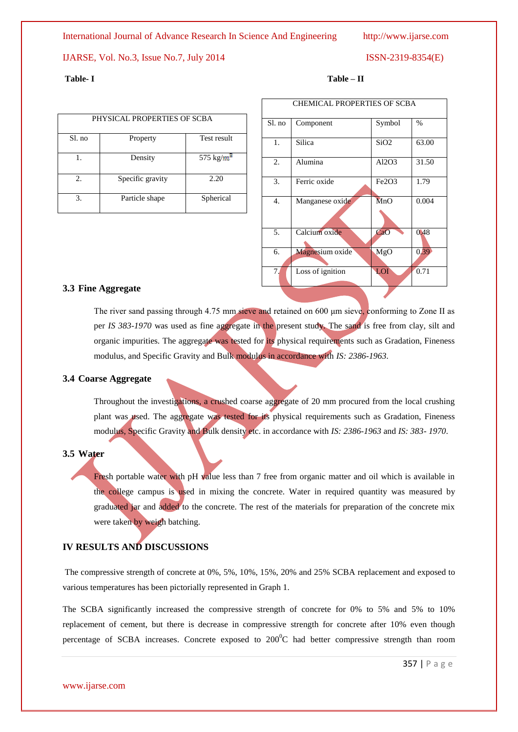**Table- I**

| PHYSICAL PROPERTIES OF SCBA | | |
|---|---|---|
| Sl. no | Property | Test result |
| 1. | Density | 575 $kg/m^3$ |
| 2. | Specific gravity | 2.20 |
| 3. | Particle shape | Spherical |

**Table – II**

| CHEMICAL PROPERTIES OF SCBA | | | |
|---|---|---|---|
| Sl. no | Component | Symbol | % |
| 1. | Silica | $SiO_2$ | 63.00 |
| 2. | Alumina | $Al_2O_3$ | 31.50 |
| 3. | Ferric oxide | $Fe_2O_3$ | 1.79 |
| 4. | Manganese oxide | MnO | 0.004 |
| 5. | Calcium oxide | CaO | 0.48 |
| 6. | Magnesium oxide | MgO | 0.39 |
| 7. | Loss of ignition | LOI | 0.71 |

### 3.3 Fine Aggregate

The river sand passing through 4.75 mm sieve and retained on 600 µm sieve, conforming to Zone II as per *IS 383-1970* was used as fine aggregate in the present study. The sand is free from clay, silt and organic impurities. The aggregate was tested for its physical requirements such as Gradation, Fineness modulus, and Specific Gravity and Bulk modulus in accordance with *IS: 2386-1963*.

### 3.4 Coarse Aggregate

Throughout the investigations, a crushed coarse aggregate of 20 mm procured from the local crushing plant was used. The aggregate was tested for its physical requirements such as Gradation, Fineness modulus, Specific Gravity and Bulk density etc. in accordance with *IS: 2386-1963* and *IS: 383- 1970*.

### 3.5 Water

Fresh portable water with pH value less than 7 free from organic matter and oil which is available in the college campus is used in mixing the concrete. Water in required quantity was measured by graduated jar and added to the concrete. The rest of the materials for preparation of the concrete mix were taken by weigh batching.

## IV RESULTS AND DISCUSSIONS

The compressive strength of concrete at 0%, 5%, 10%, 15%, 20% and 25% SCBA replacement and exposed to various temperatures has been pictorially represented in Graph 1.

The SCBA significantly increased the compressive strength of concrete for 0% to 5% and 5% to 10% replacement of cement, but there is decrease in compressive strength for concrete after 10% even though percentage of SCBA increases. Concrete exposed to $200^0$C had better compressive strength than room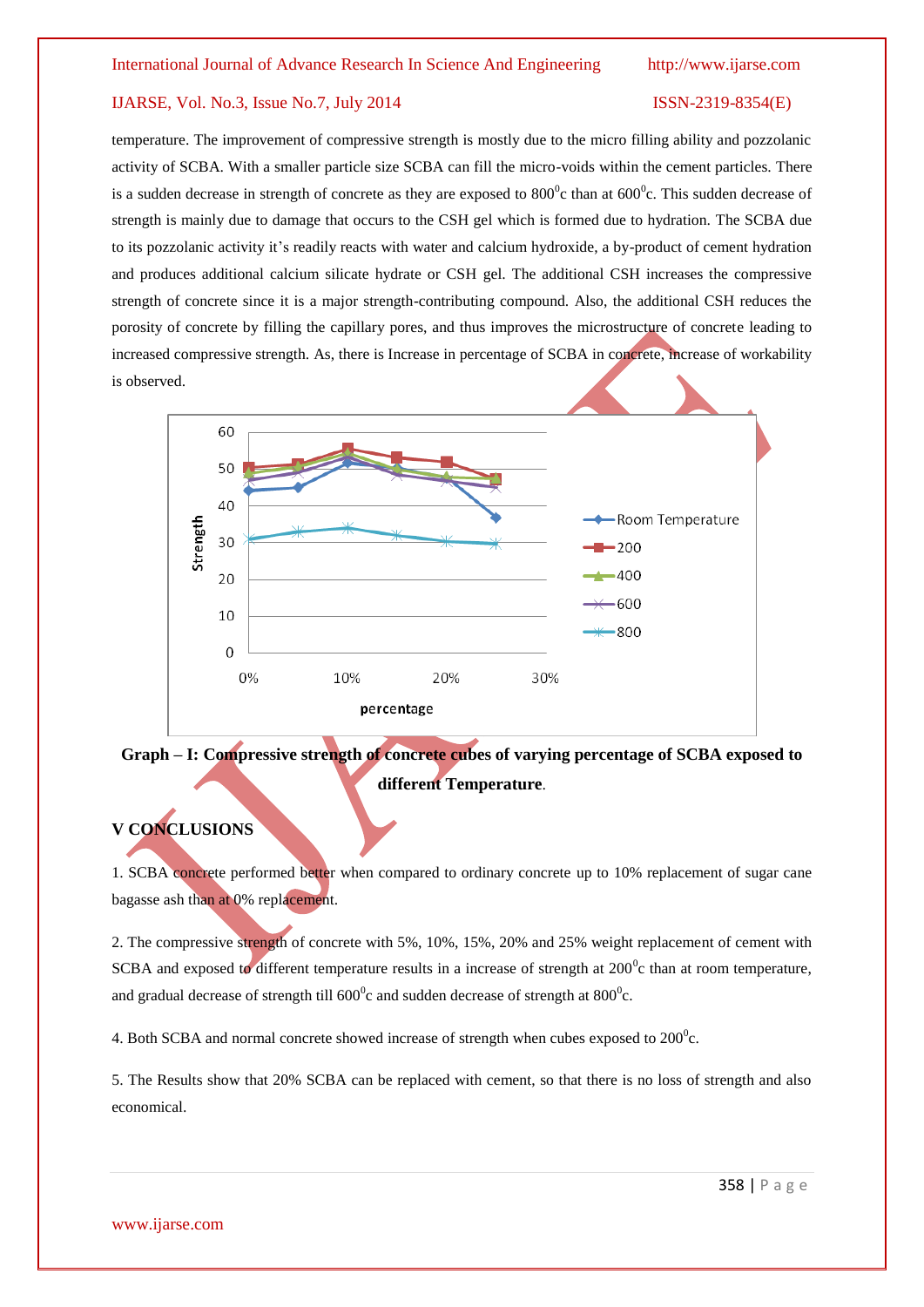temperature. The improvement of compressive strength is mostly due to the micro filling ability and pozzolanic activity of SCBA. With a smaller particle size SCBA can fill the micro-voids within the cement particles. There is a sudden decrease in strength of concrete as they are exposed to $800^0$c than at $600^0$c. This sudden decrease of strength is mainly due to damage that occurs to the CSH gel which is formed due to hydration. The SCBA due to its pozzolanic activity it's readily reacts with water and calcium hydroxide, a by-product of cement hydration and produces additional calcium silicate hydrate or CSH gel. The additional CSH increases the compressive strength of concrete since it is a major strength-contributing compound. Also, the additional CSH reduces the porosity of concrete by filling the capillary pores, and thus improves the microstructure of concrete leading to increased compressive strength. As, there is Increase in percentage of SCBA in concrete, increase of workability is observed.

**Graph – I: Compressive strength of concrete cubes of varying percentage of SCBA exposed to different Temperature**.

## V CONCLUSIONS

1. SCBA concrete performed better when compared to ordinary concrete up to 10% replacement of sugar cane bagasse ash than at 0% replacement.

2. The compressive strength of concrete with 5%, 10%, 15%, 20% and 25% weight replacement of cement with SCBA and exposed to different temperature results in a increase of strength at $200^0$c than at room temperature, and gradual decrease of strength till $600^0$c and sudden decrease of strength at $800^0$c.

4. Both SCBA and normal concrete showed increase of strength when cubes exposed to $200^0$c.

5. The Results show that 20% SCBA can be replaced with cement, so that there is no loss of strength and also economical.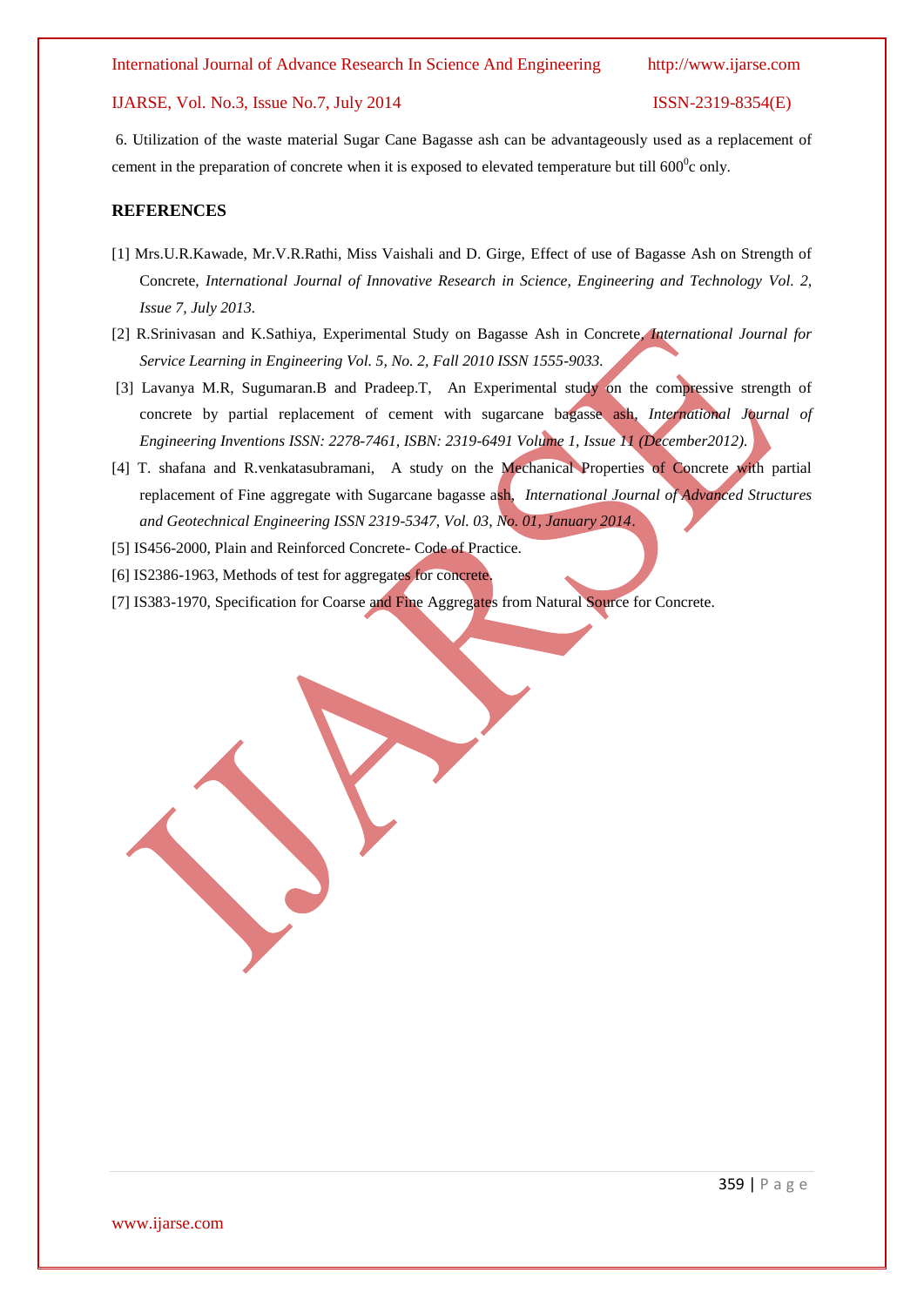6. Utilization of the waste material Sugar Cane Bagasse ash can be advantageously used as a replacement of cement in the preparation of concrete when it is exposed to elevated temperature but till $600^0$c only.

## REFERENCES

[1] Mrs.U.R.Kawade, Mr.V.R.Rathi, Miss Vaishali and D. Girge, Effect of use of Bagasse Ash on Strength of Concrete, *International Journal of Innovative Research in Science, Engineering and Technology Vol. 2, Issue 7, July 2013.*

[2] R.Srinivasan and K.Sathiya, Experimental Study on Bagasse Ash in Concrete, *International Journal for Service Learning in Engineering Vol. 5, No. 2, Fall 2010 ISSN 1555-9033.*

[3] Lavanya M.R, Sugumaran.B and Pradeep.T, An Experimental study on the compressive strength of concrete by partial replacement of cement with sugarcane bagasse ash, *International Journal of Engineering Inventions ISSN: 2278-7461, ISBN: 2319-6491 Volume 1, Issue 11 (December2012).*

[4] T. shafana and R.venkatasubramani, A study on the Mechanical Properties of Concrete with partial replacement of Fine aggregate with Sugarcane bagasse ash, *International Journal of Advanced Structures and Geotechnical Engineering ISSN 2319-5347, Vol. 03, No. 01, January 2014*.

[5] IS456-2000, Plain and Reinforced Concrete- Code of Practice.

[6] IS2386-1963, Methods of test for aggregates for concrete.

[7] IS383-1970, Specification for Coarse and Fine Aggregates from Natural Source for Concrete.